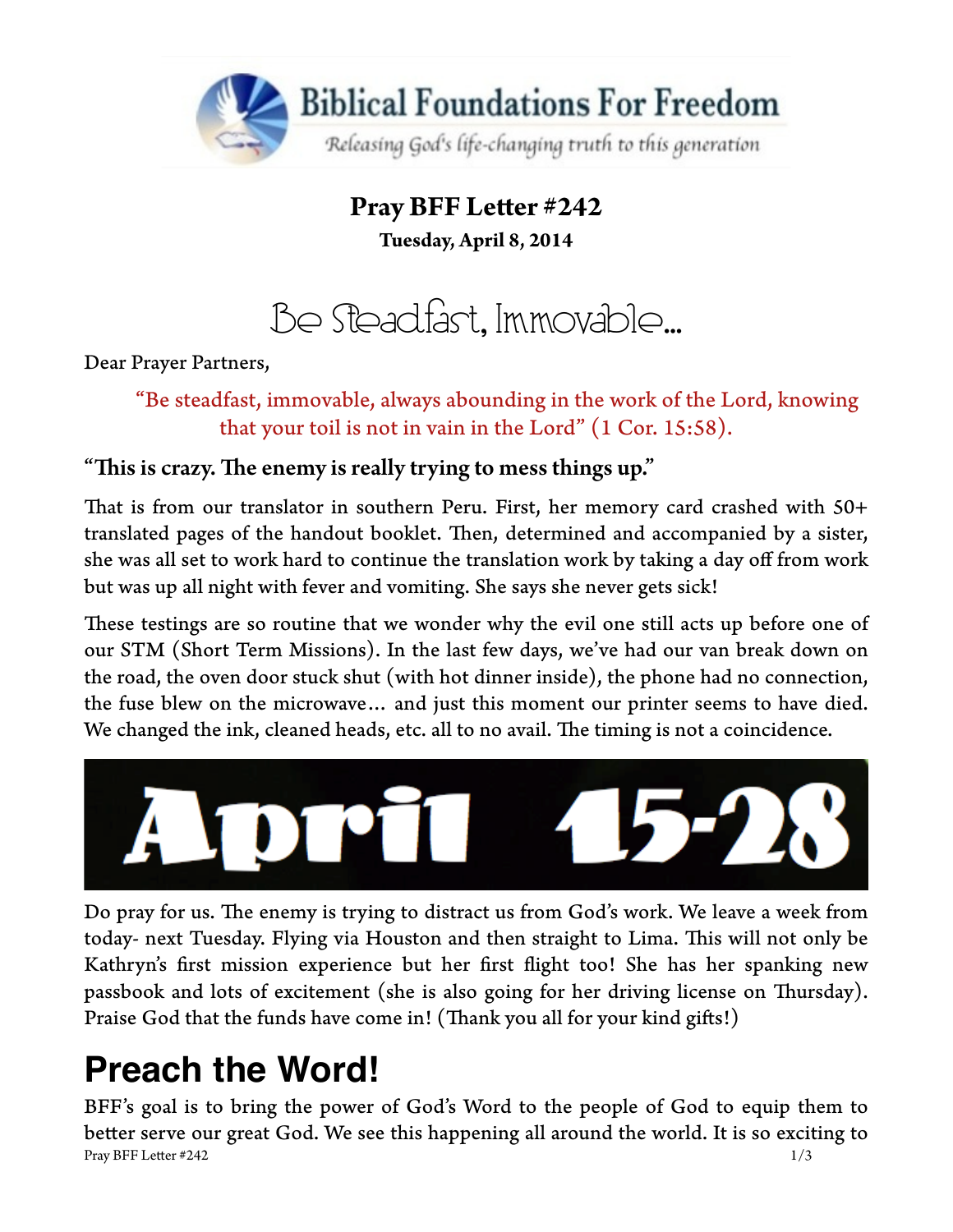**Biblical Foundations For Freedom**

*Releasing God's life-changing truth to this generation*

**Pray BFF Letter #242**

**Tuesday, April 8, 2014**

# Be Steadfast, Immovable...

Dear Prayer Partners,

"Be steadfast, immovable, always abounding in the work of the Lord, knowing that your toil is not in vain in the Lord" (1 Cor. 15:58).

**"This is crazy. The enemy is really trying to mess things up."**

That is from our translator in southern Peru. First, her memory card crashed with 50+ translated pages of the handout booklet. Then, determined and accompanied by a sister, she was all set to work hard to continue the translation work by taking a day off from work but was up all night with fever and vomiting. She says she never gets sick!

These testings are so routine that we wonder why the evil one still acts up before one of our STM (Short Term Missions). In the last few days, we've had our van break down on the road, the oven door stuck shut (with hot dinner inside), the phone had no connection, the fuse blew on the microwave… and just this moment our printer seems to have died. We changed the ink, cleaned heads, etc. all to no avail. The timing is not a coincidence.

**April 15-28**

Do pray for us. The enemy is trying to distract us from God's work. We leave a week from today- next Tuesday. Flying via Houston and then straight to Lima. This will not only be Kathryn's first mission experience but her first flight too! She has her spanking new passbook and lots of excitement (she is also going for her driving license on Thursday). Praise God that the funds have come in! (Thank you all for your kind gifts!)

## Preach the Word!

BFF's goal is to bring the power of God's Word to the people of God to equip them to better serve our great God. We see this happening all around the world. It is so exciting to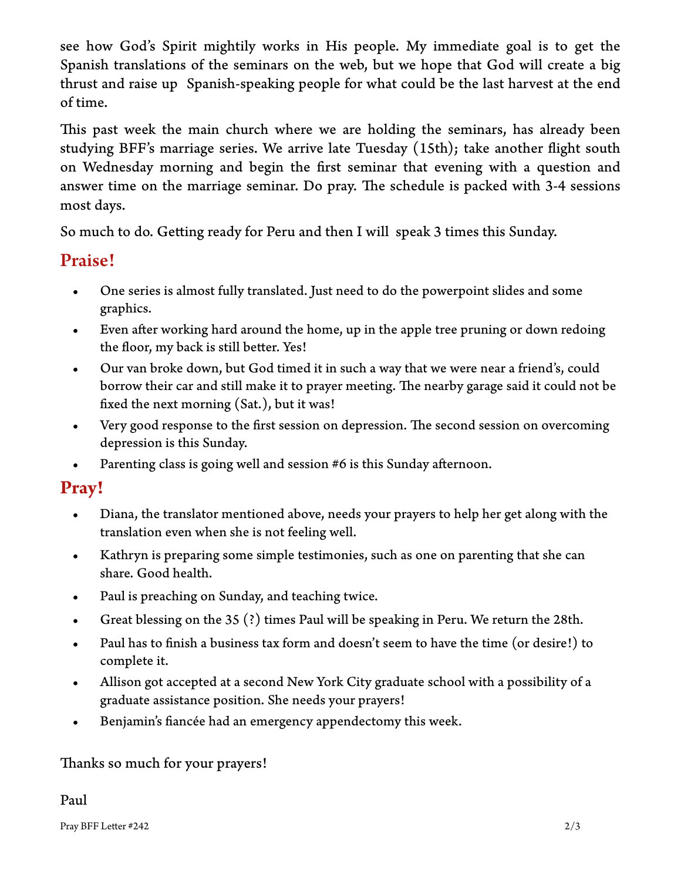see how God's Spirit mightily works in His people. My immediate goal is to get the Spanish translations of the seminars on the web, but we hope that God will create a big thrust and raise up Spanish-speaking people for what could be the last harvest at the end of time.

This past week the main church where we are holding the seminars, has already been studying BFF's marriage series. We arrive late Tuesday (15th); take another flight south on Wednesday morning and begin the first seminar that evening with a question and answer time on the marriage seminar. Do pray. The schedule is packed with 3-4 sessions most days.

So much to do. Getting ready for Peru and then I will speak 3 times this Sunday.

## Praise!

- One series is almost fully translated. Just need to do the powerpoint slides and some graphics.
- Even after working hard around the home, up in the apple tree pruning or down redoing the floor, my back is still better. Yes!
- Our van broke down, but God timed it in such a way that we were near a friend's, could borrow their car and still make it to prayer meeting. The nearby garage said it could not be fixed the next morning (Sat.), but it was!
- Very good response to the first session on depression. The second session on overcoming depression is this Sunday.
- Parenting class is going well and session #6 is this Sunday afternoon.

## Pray!

- Diana, the translator mentioned above, needs your prayers to help her get along with the translation even when she is not feeling well.
- Kathryn is preparing some simple testimonies, such as one on parenting that she can share. Good health.
- Paul is preaching on Sunday, and teaching twice.
- Great blessing on the 35 (?) times Paul will be speaking in Peru. We return the 28th.
- Paul has to finish a business tax form and doesn't seem to have the time (or desire!) to complete it.
- Allison got accepted at a second New York City graduate school with a possibility of a graduate assistance position. She needs your prayers!
- Benjamin's fiancée had an emergency appendectomy this week.

Thanks so much for your prayers!

Paul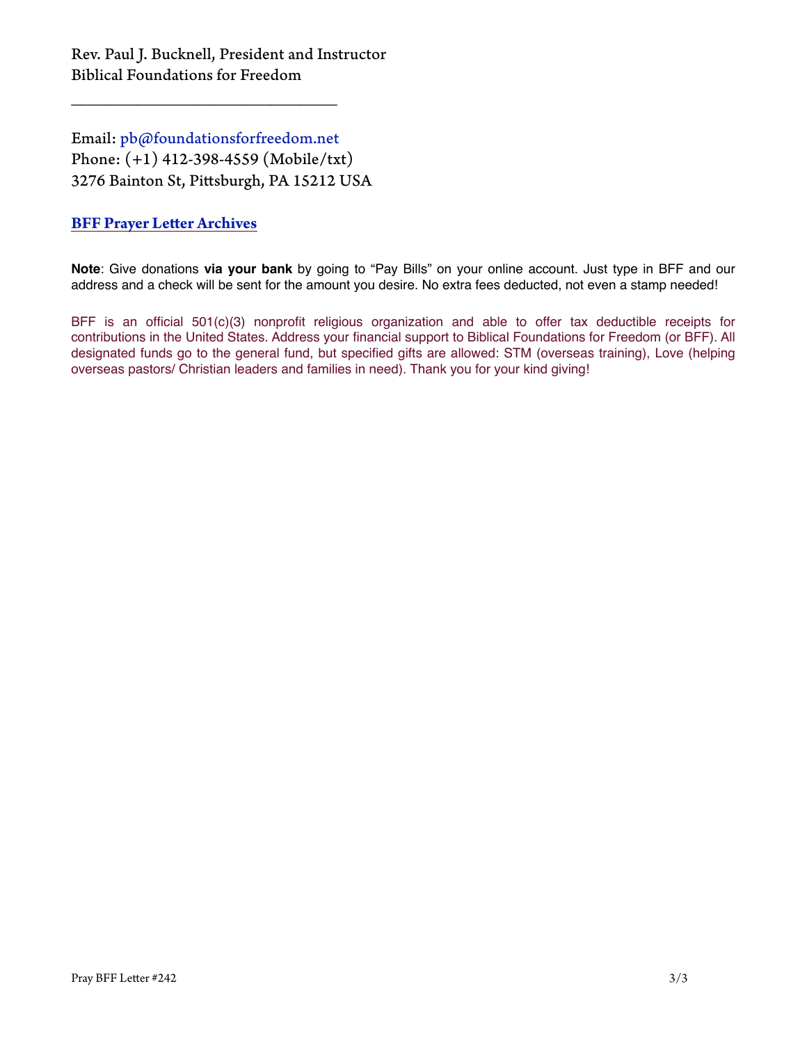Rev. Paul J. Bucknell, President and Instructor
Biblical Foundations for Freedom

---

Email: pb@foundationsforfreedom.net
Phone: (+1) 412-398-4559 (Mobile/txt)
3276 Bainton St, Pittsburgh, PA 15212 USA

**BFF Prayer Letter Archives**

**Note**: Give donations **via your bank** by going to "Pay Bills" on your online account. Just type in BFF and our address and a check will be sent for the amount you desire. No extra fees deducted, not even a stamp needed!

BFF is an official 501(c)(3) nonprofit religious organization and able to offer tax deductible receipts for contributions in the United States. Address your financial support to Biblical Foundations for Freedom (or BFF). All designated funds go to the general fund, but specified gifts are allowed: STM (overseas training), Love (helping overseas pastors/ Christian leaders and families in need). Thank you for your kind giving!